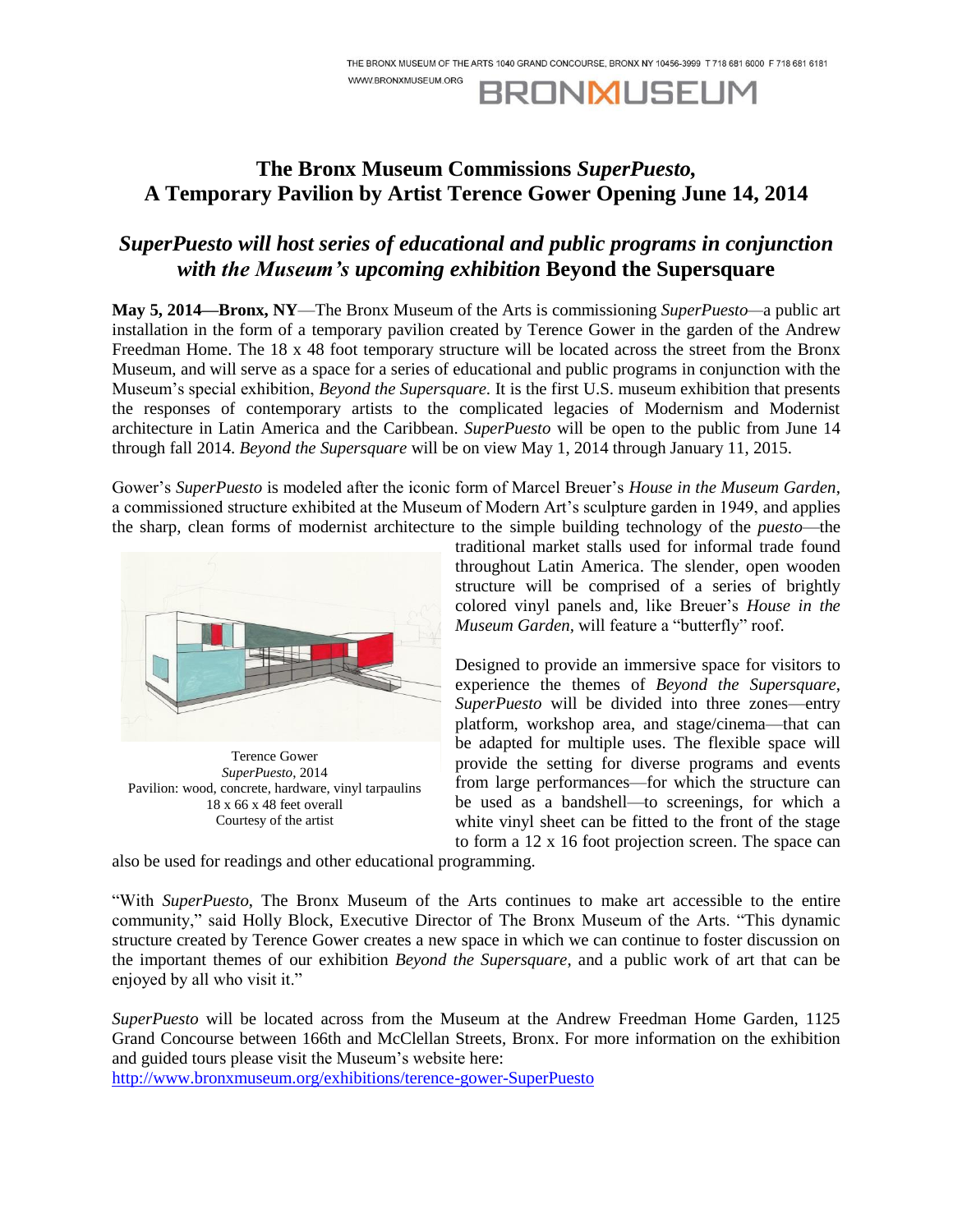THE BRONX MUSEUM OF THE ARTS 1040 GRAND CONCOURSE, BRONX NY 10456-3999 T 718 681 6000 F 718 681 6181
WWW.BRONXMUSEUM.ORG

BRONXMUSEUM

# The Bronx Museum Commissions *SuperPuesto*, A Temporary Pavilion by Artist Terence Gower Opening June 14, 2014

## *SuperPuesto will host series of educational and public programs in conjunction with the Museum's upcoming exhibition* Beyond the Supersquare

**May 5, 2014—Bronx, NY**—The Bronx Museum of the Arts is commissioning *SuperPuesto*—a public art installation in the form of a temporary pavilion created by Terence Gower in the garden of the Andrew Freedman Home. The 18 x 48 foot temporary structure will be located across the street from the Bronx Museum, and will serve as a space for a series of educational and public programs in conjunction with the Museum's special exhibition, *Beyond the Supersquare.* It is the first U.S. museum exhibition that presents the responses of contemporary artists to the complicated legacies of Modernism and Modernist architecture in Latin America and the Caribbean. *SuperPuesto* will be open to the public from June 14 through fall 2014. *Beyond the Supersquare* will be on view May 1, 2014 through January 11, 2015.

Gower's *SuperPuesto* is modeled after the iconic form of Marcel Breuer's *House in the Museum Garden*, a commissioned structure exhibited at the Museum of Modern Art's sculpture garden in 1949, and applies the sharp, clean forms of modernist architecture to the simple building technology of the *puesto*—the traditional market stalls used for informal trade found throughout Latin America. The slender, open wooden structure will be comprised of a series of brightly colored vinyl panels and, like Breuer's *House in the Museum Garden*, will feature a "butterfly" roof.

Terence Gower
*SuperPuesto*, 2014
Pavilion: wood, concrete, hardware, vinyl tarpaulins
18 x 66 x 48 feet overall
Courtesy of the artist

Designed to provide an immersive space for visitors to experience the themes of *Beyond the Supersquare*, *SuperPuesto* will be divided into three zones—entry platform, workshop area, and stage/cinema—that can be adapted for multiple uses. The flexible space will provide the setting for diverse programs and events from large performances—for which the structure can be used as a bandshell—to screenings, for which a white vinyl sheet can be fitted to the front of the stage to form a 12 x 16 foot projection screen. The space can also be used for readings and other educational programming.

"With *SuperPuesto*, The Bronx Museum of the Arts continues to make art accessible to the entire community," said Holly Block, Executive Director of The Bronx Museum of the Arts. "This dynamic structure created by Terence Gower creates a new space in which we can continue to foster discussion on the important themes of our exhibition *Beyond the Supersquare*, and a public work of art that can be enjoyed by all who visit it."

*SuperPuesto* will be located across from the Museum at the Andrew Freedman Home Garden, 1125 Grand Concourse between 166th and McClellan Streets, Bronx. For more information on the exhibition and guided tours please visit the Museum's website here:
http://www.bronxmuseum.org/exhibitions/terence-gower-SuperPuesto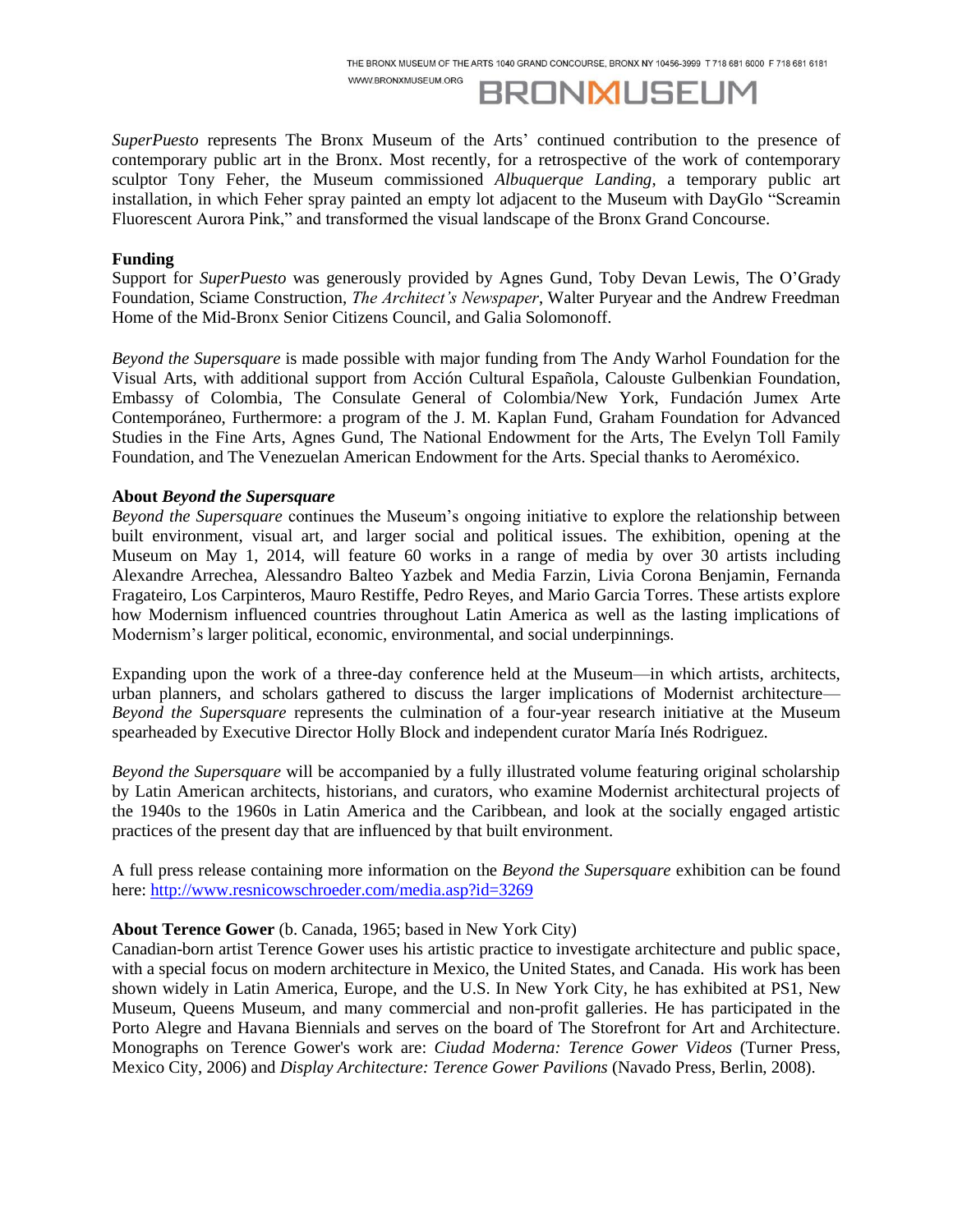*SuperPuesto* represents The Bronx Museum of the Arts' continued contribution to the presence of contemporary public art in the Bronx. Most recently, for a retrospective of the work of contemporary sculptor Tony Feher, the Museum commissioned *Albuquerque Landing*, a temporary public art installation, in which Feher spray painted an empty lot adjacent to the Museum with DayGlo "Screamin Fluorescent Aurora Pink," and transformed the visual landscape of the Bronx Grand Concourse.

**Funding**

Support for *SuperPuesto* was generously provided by Agnes Gund, Toby Devan Lewis, The O'Grady Foundation, Sciame Construction, *The Architect's Newspaper*, Walter Puryear and the Andrew Freedman Home of the Mid-Bronx Senior Citizens Council, and Galia Solomonoff.

*Beyond the Supersquare* is made possible with major funding from The Andy Warhol Foundation for the Visual Arts, with additional support from Acción Cultural Española, Calouste Gulbenkian Foundation, Embassy of Colombia, The Consulate General of Colombia/New York, Fundación Jumex Arte Contemporáneo, Furthermore: a program of the J. M. Kaplan Fund, Graham Foundation for Advanced Studies in the Fine Arts, Agnes Gund, The National Endowment for the Arts, The Evelyn Toll Family Foundation, and The Venezuelan American Endowment for the Arts. Special thanks to Aeroméxico.

**About *Beyond the Supersquare***

*Beyond the Supersquare* continues the Museum's ongoing initiative to explore the relationship between built environment, visual art, and larger social and political issues. The exhibition, opening at the Museum on May 1, 2014, will feature 60 works in a range of media by over 30 artists including Alexandre Arrechea, Alessandro Balteo Yazbek and Media Farzin, Livia Corona Benjamin, Fernanda Fragateiro, Los Carpinteros, Mauro Restiffe, Pedro Reyes, and Mario Garcia Torres. These artists explore how Modernism influenced countries throughout Latin America as well as the lasting implications of Modernism's larger political, economic, environmental, and social underpinnings.

Expanding upon the work of a three-day conference held at the Museum—in which artists, architects, urban planners, and scholars gathered to discuss the larger implications of Modernist architecture—*Beyond the Supersquare* represents the culmination of a four-year research initiative at the Museum spearheaded by Executive Director Holly Block and independent curator María Inés Rodriguez.

*Beyond the Supersquare* will be accompanied by a fully illustrated volume featuring original scholarship by Latin American architects, historians, and curators, who examine Modernist architectural projects of the 1940s to the 1960s in Latin America and the Caribbean, and look at the socially engaged artistic practices of the present day that are influenced by that built environment.

A full press release containing more information on the *Beyond the Supersquare* exhibition can be found here: http://www.resnicowschroeder.com/media.asp?id=3269

**About Terence Gower** (b. Canada, 1965; based in New York City)

Canadian-born artist Terence Gower uses his artistic practice to investigate architecture and public space, with a special focus on modern architecture in Mexico, the United States, and Canada. His work has been shown widely in Latin America, Europe, and the U.S. In New York City, he has exhibited at PS1, New Museum, Queens Museum, and many commercial and non-profit galleries. He has participated in the Porto Alegre and Havana Biennials and serves on the board of The Storefront for Art and Architecture. Monographs on Terence Gower's work are: *Ciudad Moderna: Terence Gower Videos* (Turner Press, Mexico City, 2006) and *Display Architecture: Terence Gower Pavilions* (Navado Press, Berlin, 2008).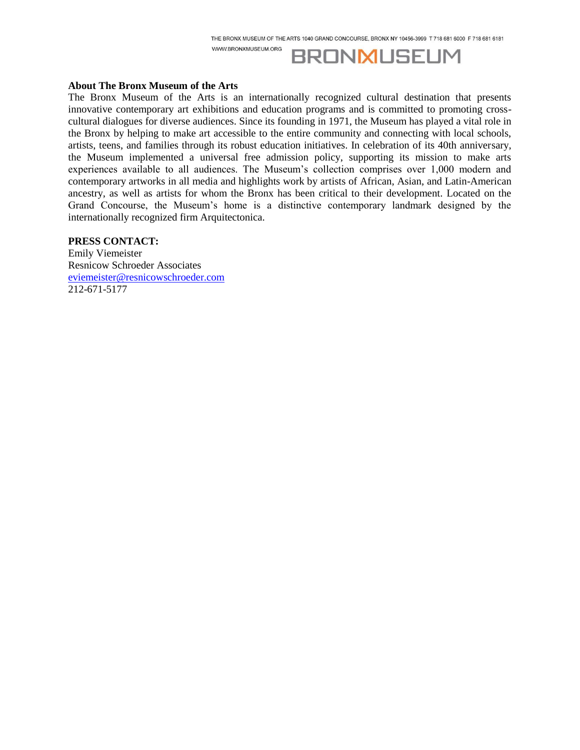## About The Bronx Museum of the Arts

The Bronx Museum of the Arts is an internationally recognized cultural destination that presents innovative contemporary art exhibitions and education programs and is committed to promoting cross-cultural dialogues for diverse audiences. Since its founding in 1971, the Museum has played a vital role in the Bronx by helping to make art accessible to the entire community and connecting with local schools, artists, teens, and families through its robust education initiatives. In celebration of its 40th anniversary, the Museum implemented a universal free admission policy, supporting its mission to make arts experiences available to all audiences. The Museum's collection comprises over 1,000 modern and contemporary artworks in all media and highlights work by artists of African, Asian, and Latin-American ancestry, as well as artists for whom the Bronx has been critical to their development. Located on the Grand Concourse, the Museum's home is a distinctive contemporary landmark designed by the internationally recognized firm Arquitectonica.

**PRESS CONTACT:**
Emily Viemeister
Resnicow Schroeder Associates
eviemeister@resnicowschroeder.com
212-671-5177